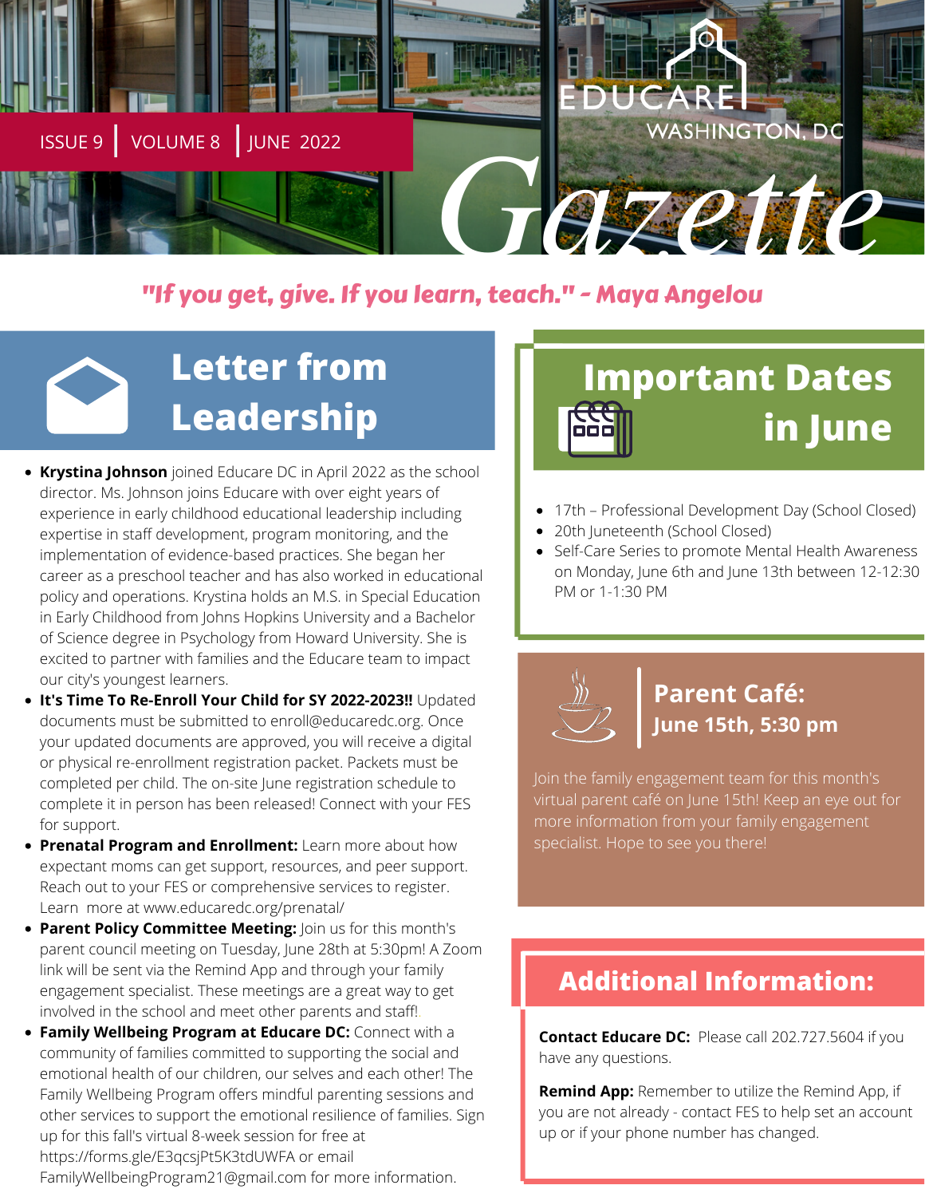ISSUE 9 | VOLUME 8 | JUNE 2022

EDUCARE WASHINGTON, DC

# Gazette

*"If you get, give. If you learn, teach." - Maya Angelou*

## Letter from Leadership

- **Krystina Johnson** joined Educare DC in April 2022 as the school director. Ms. Johnson joins Educare with over eight years of experience in early childhood educational leadership including expertise in staff development, program monitoring, and the implementation of evidence-based practices. She began her career as a preschool teacher and has also worked in educational policy and operations. Krystina holds an M.S. in Special Education in Early Childhood from Johns Hopkins University and a Bachelor of Science degree in Psychology from Howard University. She is excited to partner with families and the Educare team to impact our city's youngest learners.
- **It's Time To Re-Enroll Your Child for SY 2022-2023!!** Updated documents must be submitted to enroll@educaredc.org. Once your updated documents are approved, you will receive a digital or physical re-enrollment registration packet. Packets must be completed per child. The on-site June registration schedule to complete it in person has been released! Connect with your FES for support.
- **Prenatal Program and Enrollment:** Learn more about how expectant moms can get support, resources, and peer support. Reach out to your FES or comprehensive services to register. Learn more at www.educaredc.org/prenatal/
- **Parent Policy Committee Meeting:** Join us for this month's parent council meeting on Tuesday, June 28th at 5:30pm! A Zoom link will be sent via the Remind App and through your family engagement specialist. These meetings are a great way to get involved in the school and meet other parents and staff!
- **Family Wellbeing Program at Educare DC:** Connect with a community of families committed to supporting the social and emotional health of our children, our selves and each other! The Family Wellbeing Program offers mindful parenting sessions and other services to support the emotional resilience of families. Sign up for this fall's virtual 8-week session for free at https://forms.gle/E3qcsjPt5K3tdUWFA or email FamilyWellbeingProgram21@gmail.com for more information.

## Important Dates in June

- 17th – Professional Development Day (School Closed)
- 20th Juneteenth (School Closed)
- Self-Care Series to promote Mental Health Awareness on Monday, June 6th and June 13th between 12-12:30 PM or 1-1:30 PM

## Parent Café: June 15th, 5:30 pm

Join the family engagement team for this month's virtual parent café on June 15th! Keep an eye out for more information from your family engagement specialist. Hope to see you there!

## Additional Information:

**Contact Educare DC:** Please call 202.727.5604 if you have any questions.

**Remind App:** Remember to utilize the Remind App, if you are not already - contact FES to help set an account up or if your phone number has changed.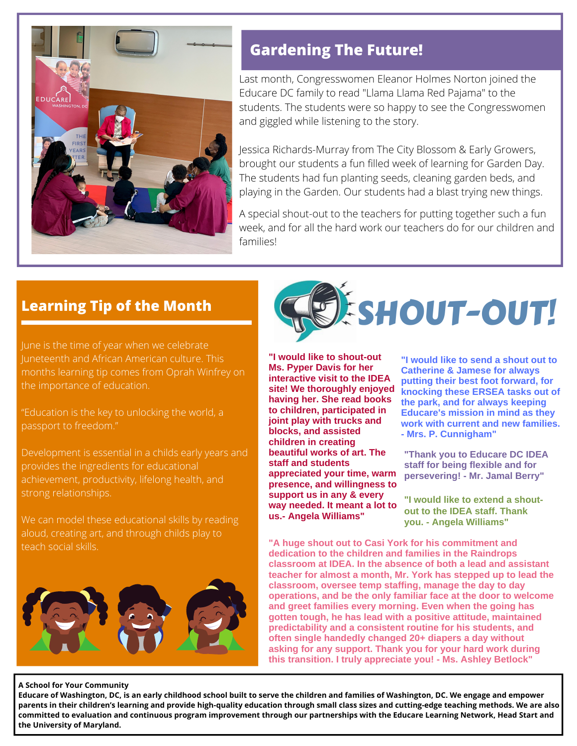## Gardening The Future!

Last month, Congresswomen Eleanor Holmes Norton joined the Educare DC family to read "Llama Llama Red Pajama" to the students. The students were so happy to see the Congresswomen and giggled while listening to the story.

Jessica Richards-Murray from The City Blossom & Early Growers, brought our students a fun filled week of learning for Garden Day. The students had fun planting seeds, cleaning garden beds, and playing in the Garden. Our students had a blast trying new things.

A special shout-out to the teachers for putting together such a fun week, and for all the hard work our teachers do for our children and families!

## Learning Tip of the Month

June is the time of year when we celebrate Juneteenth and African American culture. This months learning tip comes from Oprah Winfrey on the importance of education.

"Education is the key to unlocking the world, a passport to freedom."

Development is essential in a childs early years and provides the ingredients for educational achievement, productivity, lifelong health, and strong relationships.

We can model these educational skills by reading aloud, creating art, and through childs play to teach social skills.

## SHOUT-OUT!

**"I would like to shout-out Ms. Pyper Davis for her interactive visit to the IDEA site! We thoroughly enjoyed having her. She read books to children, participated in joint play with trucks and blocks, and assisted children in creating beautiful works of art. The staff and students appreciated your time, warm presence, and willingness to support us in any & every way needed. It meant a lot to us.- Angela Williams"**

**"I would like to send a shout out to Catherine & Jamese for always putting their best foot forward, for knocking these ERSEA tasks out of the park, and for always keeping Educare's mission in mind as they work with current and new families. - Mrs. P. Cunnigham"**

**"Thank you to Educare DC IDEA staff for being flexible and for persevering! - Mr. Jamal Berry"**

**"I would like to extend a shout-out to the IDEA staff. Thank you. - Angela Williams"**

**"A huge shout out to Casi York for his commitment and dedication to the children and families in the Raindrops classroom at IDEA. In the absence of both a lead and assistant teacher for almost a month, Mr. York has stepped up to lead the classroom, oversee temp staffing, manage the day to day operations, and be the only familiar face at the door to welcome and greet families every morning. Even when the going has gotten tough, he has lead with a positive attitude, maintained predictability and a consistent routine for his students, and often single handedly changed 20+ diapers a day without asking for any support. Thank you for your hard work during this transition. I truly appreciate you! - Ms. Ashley Betlock"**

**A School for Your Community**
**Educare of Washington, DC, is an early childhood school built to serve the children and families of Washington, DC. We engage and empower parents in their children's learning and provide high-quality education through small class sizes and cutting-edge teaching methods. We are also committed to evaluation and continuous program improvement through our partnerships with the Educare Learning Network, Head Start and the University of Maryland.**